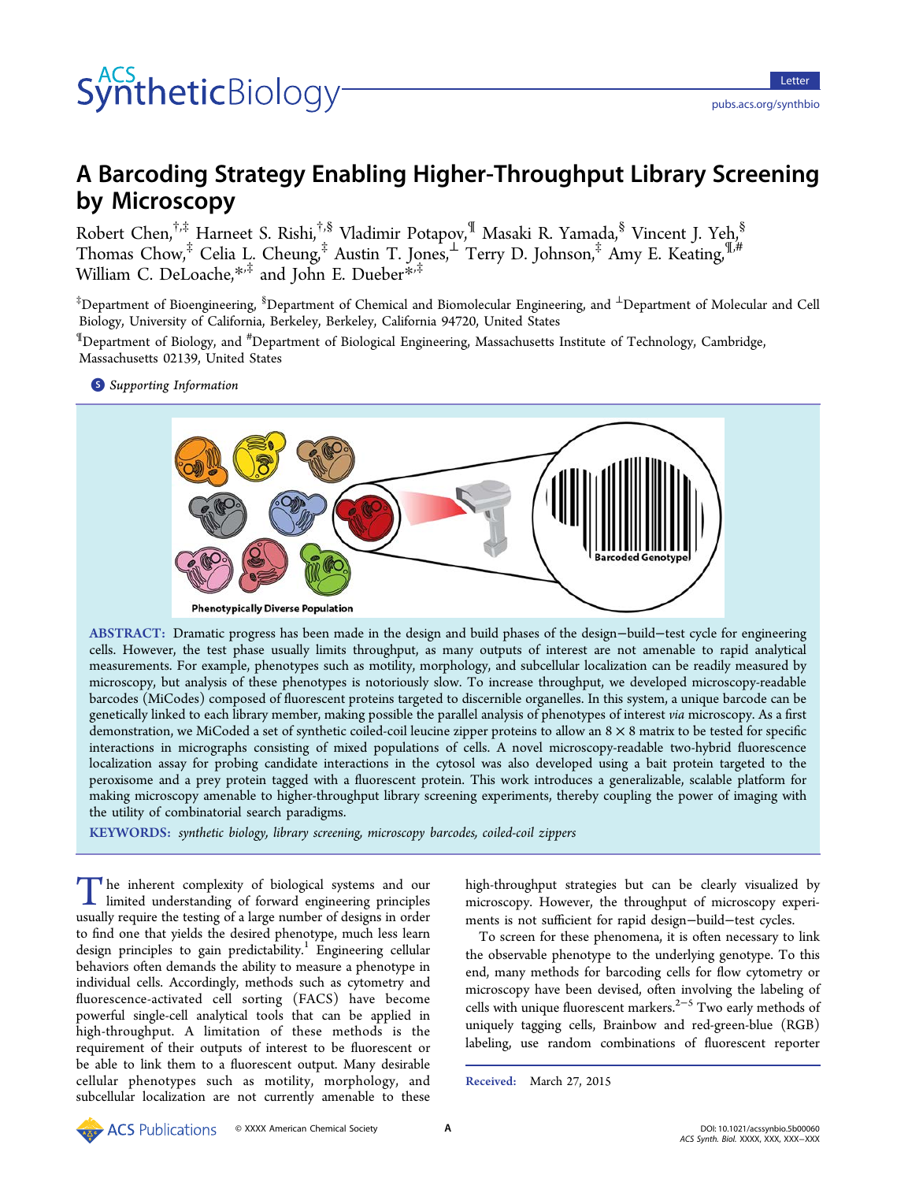# A Barcoding Strategy Enabling Higher-Throughput Library Screening by Microscopy

Robert Chen,[†,‡] Harneet S. Rishi,[†,§] Vladimir Potapov,[¶] Masaki R. Yamada,[§] Vincent J. Yeh,[§] Thomas Chow,[‡] Celia L. Cheung,[‡] Austin T. Jones,[⊥] Terry D. Johnson,[‡] Amy E. Keating,[¶,#] William C. DeLoache,[*,‡] and John E. Dueber[*,‡]

[‡]Department of Bioengineering, [§]Department of Chemical and Biomolecular Engineering, and [⊥]Department of Molecular and Cell Biology, University of California, Berkeley, Berkeley, California 94720, United States

[¶]Department of Biology, and [#]Department of Biological Engineering, Massachusetts Institute of Technology, Cambridge, Massachusetts 02139, United States

Supporting Information

Barcoded Genotype

Phenotypically Diverse Population

**ABSTRACT:** Dramatic progress has been made in the design and build phases of the design−build−test cycle for engineering cells. However, the test phase usually limits throughput, as many outputs of interest are not amenable to rapid analytical measurements. For example, phenotypes such as motility, morphology, and subcellular localization can be readily measured by microscopy, but analysis of these phenotypes is notoriously slow. To increase throughput, we developed microscopy-readable barcodes (MiCodes) composed of fluorescent proteins targeted to discernible organelles. In this system, a unique barcode can be genetically linked to each library member, making possible the parallel analysis of phenotypes of interest *via* microscopy. As a first demonstration, we MiCoded a set of synthetic coiled-coil leucine zipper proteins to allow an 8 × 8 matrix to be tested for specific interactions in micrographs consisting of mixed populations of cells. A novel microscopy-readable two-hybrid fluorescence localization assay for probing candidate interactions in the cytosol was also developed using a bait protein targeted to the peroxisome and a prey protein tagged with a fluorescent protein. This work introduces a generalizable, scalable platform for making microscopy amenable to higher-throughput library screening experiments, thereby coupling the power of imaging with the utility of combinatorial search paradigms.

**KEYWORDS:** *synthetic biology, library screening, microscopy barcodes, coiled-coil zippers*

The inherent complexity of biological systems and our limited understanding of forward engineering principles usually require the testing of a large number of designs in order to find one that yields the desired phenotype, much less learn design principles to gain predictability.[1] Engineering cellular behaviors often demands the ability to measure a phenotype in individual cells. Accordingly, methods such as cytometry and fluorescence-activated cell sorting (FACS) have become powerful single-cell analytical tools that can be applied in high-throughput. A limitation of these methods is the requirement of their outputs of interest to be fluorescent or be able to link them to a fluorescent output. Many desirable cellular phenotypes such as motility, morphology, and subcellular localization are not currently amenable to these high-throughput strategies but can be clearly visualized by microscopy. However, the throughput of microscopy experiments is not sufficient for rapid design−build−test cycles.

To screen for these phenomena, it is often necessary to link the observable phenotype to the underlying genotype. To this end, many methods for barcoding cells for flow cytometry or microscopy have been devised, often involving the labeling of cells with unique fluorescent markers.[2−5] Two early methods of uniquely tagging cells, Brainbow and red-green-blue (RGB) labeling, use random combinations of fluorescent reporter

Received: March 27, 2015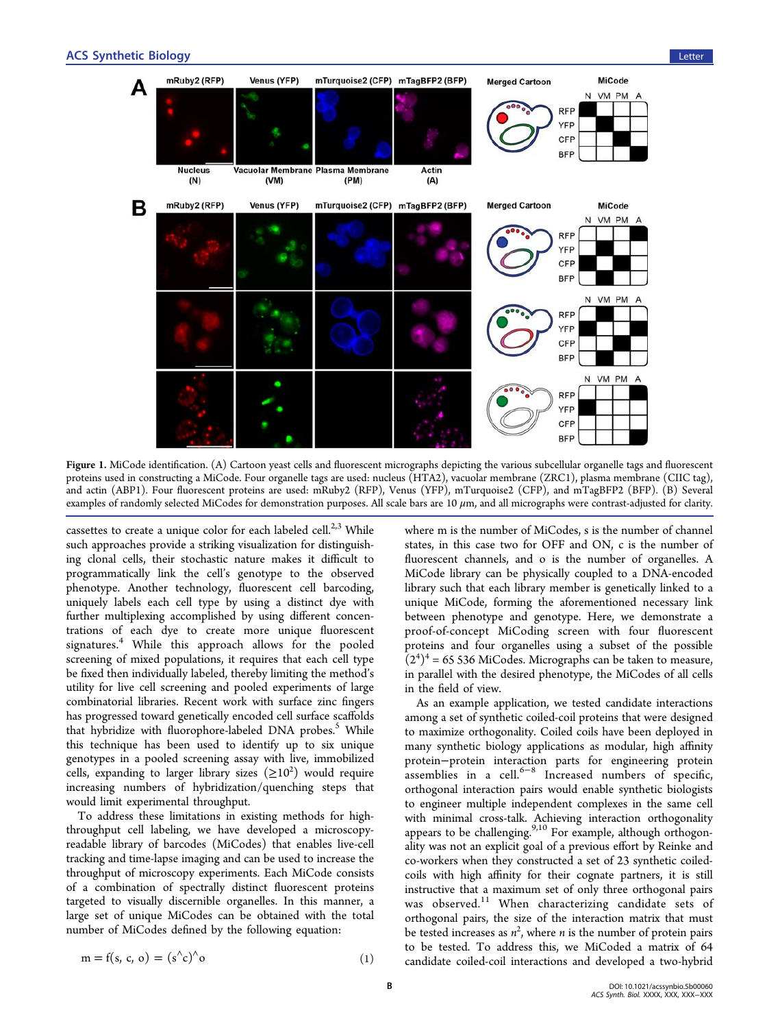Figure 1. MiCode identification. (A) Cartoon yeast cells and fluorescent micrographs depicting the various subcellular organelle tags and fluorescent proteins used in constructing a MiCode. Four organelle tags are used: nucleus (HTA2), vacuolar membrane (ZRC1), plasma membrane (CIIC tag), and actin (ABP1). Four fluorescent proteins are used: mRuby2 (RFP), Venus (YFP), mTurquoise2 (CFP), and mTagBFP2 (BFP). (B) Several examples of randomly selected MiCodes for demonstration purposes. All scale bars are 10 μm, and all micrographs were contrast-adjusted for clarity.

cassettes to create a unique color for each labeled cell.[2,3] While such approaches provide a striking visualization for distinguishing clonal cells, their stochastic nature makes it difficult to programmatically link the cell's genotype to the observed phenotype. Another technology, fluorescent cell barcoding, uniquely labels each cell type by using a distinct dye with further multiplexing accomplished by using different concentrations of each dye to create more unique fluorescent signatures.[4] While this approach allows for the pooled screening of mixed populations, it requires that each cell type be fixed then individually labeled, thereby limiting the method's utility for live cell screening and pooled experiments of large combinatorial libraries. Recent work with surface zinc fingers has progressed toward genetically encoded cell surface scaffolds that hybridize with fluorophore-labeled DNA probes.[5] While this technique has been used to identify up to six unique genotypes in a pooled screening assay with live, immobilized cells, expanding to larger library sizes ($\geq 10^2$) would require increasing numbers of hybridization/quenching steps that would limit experimental throughput.

To address these limitations in existing methods for high-throughput cell labeling, we have developed a microscopy-readable library of barcodes (MiCodes) that enables live-cell tracking and time-lapse imaging and can be used to increase the throughput of microscopy experiments. Each MiCode consists of a combination of spectrally distinct fluorescent proteins targeted to visually discernible organelles. In this manner, a large set of unique MiCodes can be obtained with the total number of MiCodes defined by the following equation:

$$m = f(s, c, o) = (s^{\wedge}c)^{\wedge}o \tag{1}$$

where m is the number of MiCodes, s is the number of channel states, in this case two for OFF and ON, c is the number of fluorescent channels, and o is the number of organelles. A MiCode library can be physically coupled to a DNA-encoded library such that each library member is genetically linked to a unique MiCode, forming the aforementioned necessary link between phenotype and genotype. Here, we demonstrate a proof-of-concept MiCoding screen with four fluorescent proteins and four organelles using a subset of the possible $(2^4)^4 = 65\,536$ MiCodes. Micrographs can be taken to measure, in parallel with the desired phenotype, the MiCodes of all cells in the field of view.

As an example application, we tested candidate interactions among a set of synthetic coiled-coil proteins that were designed to maximize orthogonality. Coiled coils have been deployed in many synthetic biology applications as modular, high affinity protein–protein interaction parts for engineering protein assemblies in a cell.[6−8] Increased numbers of specific, orthogonal interaction pairs would enable synthetic biologists to engineer multiple independent complexes in the same cell with minimal cross-talk. Achieving interaction orthogonality appears to be challenging.[9,10] For example, although orthogonality was not an explicit goal of a previous effort by Reinke and co-workers when they constructed a set of 23 synthetic coiled-coils with high affinity for their cognate partners, it is still instructive that a maximum set of only three orthogonal pairs was observed.[11] When characterizing candidate sets of orthogonal pairs, the size of the interaction matrix that must be tested increases as $n^2$, where $n$ is the number of protein pairs to be tested. To address this, we MiCoded a matrix of 64 candidate coiled-coil interactions and developed a two-hybrid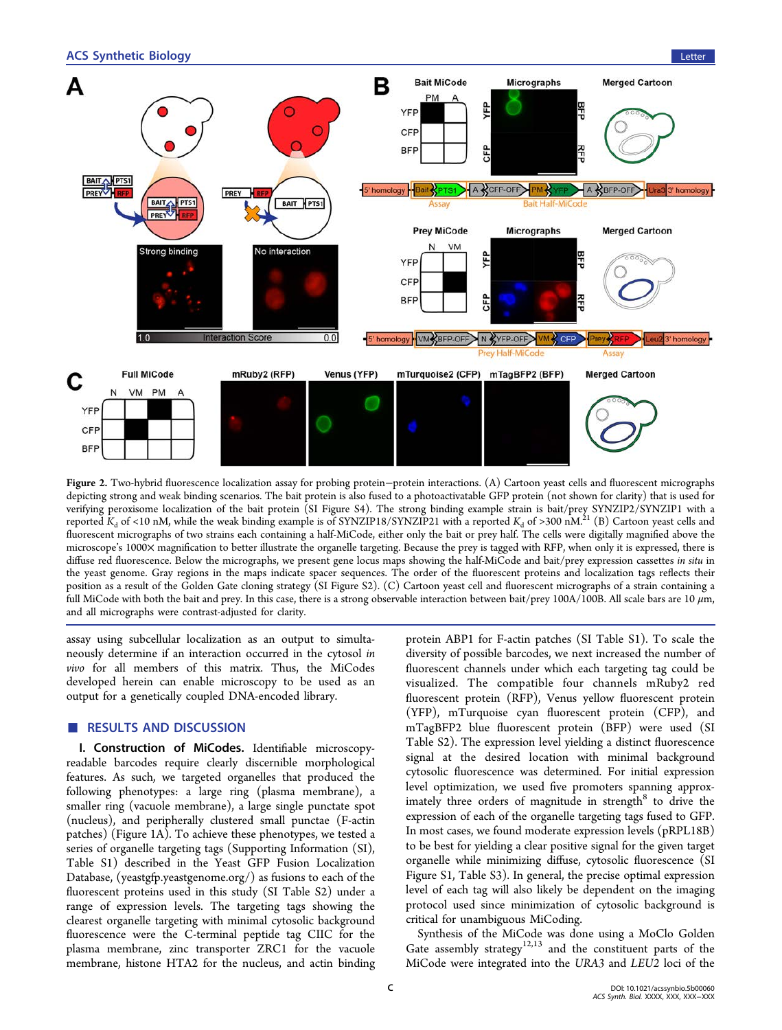**Figure 2.** Two-hybrid fluorescence localization assay for probing protein−protein interactions. (A) Cartoon yeast cells and fluorescent micrographs depicting strong and weak binding scenarios. The bait protein is also fused to a photoactivatable GFP protein (not shown for clarity) that is used for verifying peroxisome localization of the bait protein (SI Figure S4). The strong binding example strain is bait/prey SYNZIP2/SYNZIP1 with a reported $K_d$ of <10 nM, while the weak binding example is of SYNZIP18/SYNZIP21 with a reported $K_d$ of >300 nM.[21] (B) Cartoon yeast cells and fluorescent micrographs of two strains each containing a half-MiCode, either only the bait or prey half. The cells were digitally magnified above the microscope's 1000× magnification to better illustrate the organelle targeting. Because the prey is tagged with RFP, when only it is expressed, there is diffuse red fluorescence. Below the micrographs, we present gene locus maps showing the half-MiCode and bait/prey expression cassettes *in situ* in the yeast genome. Gray regions in the maps indicate spacer sequences. The order of the fluorescent proteins and localization tags reflects their position as a result of the Golden Gate cloning strategy (SI Figure S2). (C) Cartoon yeast cell and fluorescent micrographs of a strain containing a full MiCode with both the bait and prey. In this case, there is a strong observable interaction between bait/prey 100A/100B. All scale bars are 10 μm, and all micrographs were contrast-adjusted for clarity.

assay using subcellular localization as an output to simultaneously determine if an interaction occurred in the cytosol *in vivo* for all members of this matrix. Thus, the MiCodes developed herein can enable microscopy to be used as an output for a genetically coupled DNA-encoded library.

## ■ RESULTS AND DISCUSSION

**I. Construction of MiCodes.** Identifiable microscopy-readable barcodes require clearly discernible morphological features. As such, we targeted organelles that produced the following phenotypes: a large ring (plasma membrane), a smaller ring (vacuole membrane), a large single punctate spot (nucleus), and peripherally clustered small punctae (F-actin patches) (Figure 1A). To achieve these phenotypes, we tested a series of organelle targeting tags (Supporting Information (SI), Table S1) described in the Yeast GFP Fusion Localization Database, (yeastgfp.yeastgenome.org/) as fusions to each of the fluorescent proteins used in this study (SI Table S2) under a range of expression levels. The targeting tags showing the clearest organelle targeting with minimal cytosolic background fluorescence were the C-terminal peptide tag CIIC for the plasma membrane, zinc transporter ZRC1 for the vacuole membrane, histone HTA2 for the nucleus, and actin binding protein ABP1 for F-actin patches (SI Table S1). To scale the diversity of possible barcodes, we next increased the number of fluorescent channels under which each targeting tag could be visualized. The compatible four channels mRuby2 red fluorescent protein (RFP), Venus yellow fluorescent protein (YFP), mTurquoise cyan fluorescent protein (CFP), and mTagBFP2 blue fluorescent protein (BFP) were used (SI Table S2). The expression level yielding a distinct fluorescence signal at the desired location with minimal background cytosolic fluorescence was determined. For initial expression level optimization, we used five promoters spanning approximately three orders of magnitude in strength[8] to drive the expression of each of the organelle targeting tags fused to GFP. In most cases, we found moderate expression levels (pRPL18B) to be best for yielding a clear positive signal for the given target organelle while minimizing diffuse, cytosolic fluorescence (SI Figure S1, Table S3). In general, the precise optimal expression level of each tag will also likely be dependent on the imaging protocol used since minimization of cytosolic background is critical for unambiguous MiCoding.

Synthesis of the MiCode was done using a MoClo Golden Gate assembly strategy[12,13] and the constituent parts of the MiCode were integrated into the *URA3* and *LEU2* loci of the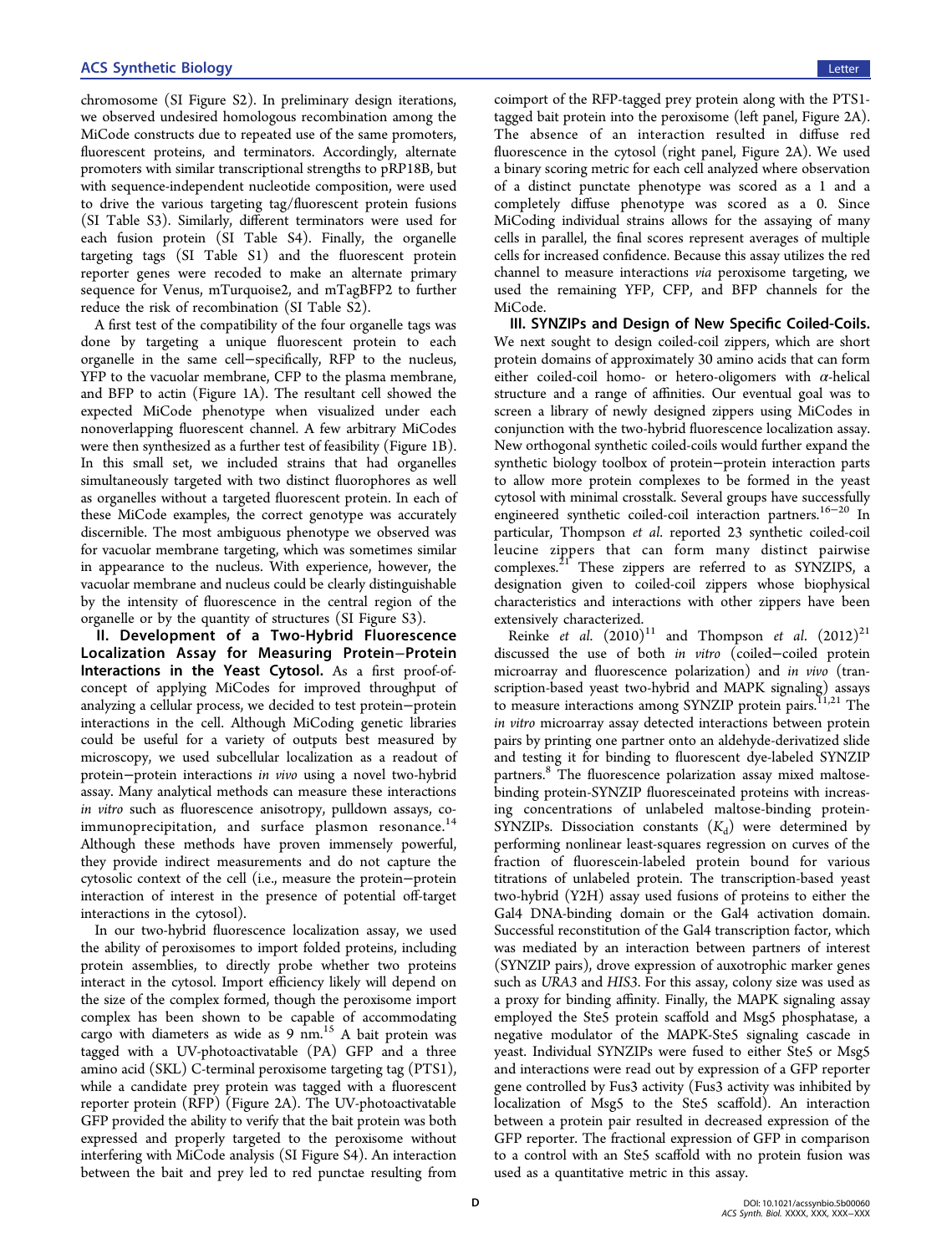chromosome (SI Figure S2). In preliminary design iterations, we observed undesired homologous recombination among the MiCode constructs due to repeated use of the same promoters, fluorescent proteins, and terminators. Accordingly, alternate promoters with similar transcriptional strengths to pRP18B, but with sequence-independent nucleotide composition, were used to drive the various targeting tag/fluorescent protein fusions (SI Table S3). Similarly, different terminators were used for each fusion protein (SI Table S4). Finally, the organelle targeting tags (SI Table S1) and the fluorescent protein reporter genes were recoded to make an alternate primary sequence for Venus, mTurquoise2, and mTagBFP2 to further reduce the risk of recombination (SI Table S2).

A first test of the compatibility of the four organelle tags was done by targeting a unique fluorescent protein to each organelle in the same cell—specifically, RFP to the nucleus, YFP to the vacuolar membrane, CFP to the plasma membrane, and BFP to actin (Figure 1A). The resultant cell showed the expected MiCode phenotype when visualized under each nonoverlapping fluorescent channel. A few arbitrary MiCodes were then synthesized as a further test of feasibility (Figure 1B). In this small set, we included strains that had organelles simultaneously targeted with two distinct fluorophores as well as organelles without a targeted fluorescent protein. In each of these MiCode examples, the correct genotype was accurately discernible. The most ambiguous phenotype we observed was for vacuolar membrane targeting, which was sometimes similar in appearance to the nucleus. With experience, however, the vacuolar membrane and nucleus could be clearly distinguishable by the intensity of fluorescence in the central region of the organelle or by the quantity of structures (SI Figure S3).

**II. Development of a Two-Hybrid Fluorescence Localization Assay for Measuring Protein–Protein Interactions in the Yeast Cytosol.** As a first proof-of-concept of applying MiCodes for improved throughput of analyzing a cellular process, we decided to test protein–protein interactions in the cell. Although MiCoding genetic libraries could be useful for a variety of outputs best measured by microscopy, we used subcellular localization as a readout of protein–protein interactions *in vivo* using a novel two-hybrid assay. Many analytical methods can measure these interactions *in vitro* such as fluorescence anisotropy, pulldown assays, co-immunoprecipitation, and surface plasmon resonance.[14] Although these methods have proven immensely powerful, they provide indirect measurements and do not capture the cytosolic context of the cell (i.e., measure the protein–protein interaction of interest in the presence of potential off-target interactions in the cytosol).

In our two-hybrid fluorescence localization assay, we used the ability of peroxisomes to import folded proteins, including protein assemblies, to directly probe whether two proteins interact in the cytosol. Import efficiency likely will depend on the size of the complex formed, though the peroxisome import complex has been shown to be capable of accommodating cargo with diameters as wide as 9 nm.[15] A bait protein was tagged with a UV-photoactivatable (PA) GFP and a three amino acid (SKL) C-terminal peroxisome targeting tag (PTS1), while a candidate prey protein was tagged with a fluorescent reporter protein (RFP) (Figure 2A). The UV-photoactivatable GFP provided the ability to verify that the bait protein was both expressed and properly targeted to the peroxisome without interfering with MiCode analysis (SI Figure S4). An interaction between the bait and prey led to red punctae resulting from coimport of the RFP-tagged prey protein along with the PTS1-tagged bait protein into the peroxisome (left panel, Figure 2A). The absence of an interaction resulted in diffuse red fluorescence in the cytosol (right panel, Figure 2A). We used a binary scoring metric for each cell analyzed where observation of a distinct punctate phenotype was scored as a 1 and a completely diffuse phenotype was scored as a 0. Since MiCoding individual strains allows for the assaying of many cells in parallel, the final scores represent averages of multiple cells for increased confidence. Because this assay utilizes the red channel to measure interactions *via* peroxisome targeting, we used the remaining YFP, CFP, and BFP channels for the MiCode.

**III. SYNZIPs and Design of New Specific Coiled-Coils.** We next sought to design coiled-coil zippers, which are short protein domains of approximately 30 amino acids that can form either coiled-coil homo- or hetero-oligomers with $\alpha$-helical structure and a range of affinities. Our eventual goal was to screen a library of newly designed zippers using MiCodes in conjunction with the two-hybrid fluorescence localization assay. New orthogonal synthetic coiled-coils would further expand the synthetic biology toolbox of protein–protein interaction parts to allow more protein complexes to be formed in the yeast cytosol with minimal crosstalk. Several groups have successfully engineered synthetic coiled-coil interaction partners.[16−20] In particular, Thompson *et al.* reported 23 synthetic coiled-coil leucine zippers that can form many distinct pairwise complexes.[21] These zippers are referred to as SYNZIPS, a designation given to coiled-coil zippers whose biophysical characteristics and interactions with other zippers have been extensively characterized.

Reinke *et al.* (2010)[11] and Thompson *et al.* (2012)[21] discussed the use of both *in vitro* (coiled–coiled protein microarray and fluorescence polarization) and *in vivo* (transcription-based yeast two-hybrid and MAPK signaling) assays to measure interactions among SYNZIP protein pairs.[11,21] The *in vitro* microarray assay detected interactions between protein pairs by printing one partner onto an aldehyde-derivatized slide and testing it for binding to fluorescent dye-labeled SYNZIP partners.[8] The fluorescence polarization assay mixed maltose-binding protein-SYNZIP fluoresceinated proteins with increasing concentrations of unlabeled maltose-binding protein-SYNZIPs. Dissociation constants ($K_d$) were determined by performing nonlinear least-squares regression on curves of the fraction of fluorescein-labeled protein bound for various titrations of unlabeled protein. The transcription-based yeast two-hybrid (Y2H) assay used fusions of proteins to either the Gal4 DNA-binding domain or the Gal4 activation domain. Successful reconstitution of the Gal4 transcription factor, which was mediated by an interaction between partners of interest (SYNZIP pairs), drove expression of auxotrophic marker genes such as *URA3* and *HIS3*. For this assay, colony size was used as a proxy for binding affinity. Finally, the MAPK signaling assay employed the Ste5 protein scaffold and Msg5 phosphatase, a negative modulator of the MAPK-Ste5 signaling cascade in yeast. Individual SYNZIPs were fused to either Ste5 or Msg5 and interactions were read out by expression of a GFP reporter gene controlled by Fus3 activity (Fus3 activity was inhibited by localization of Msg5 to the Ste5 scaffold). An interaction between a protein pair resulted in decreased expression of the GFP reporter. The fractional expression of GFP in comparison to a control with an Ste5 scaffold with no protein fusion was used as a quantitative metric in this assay.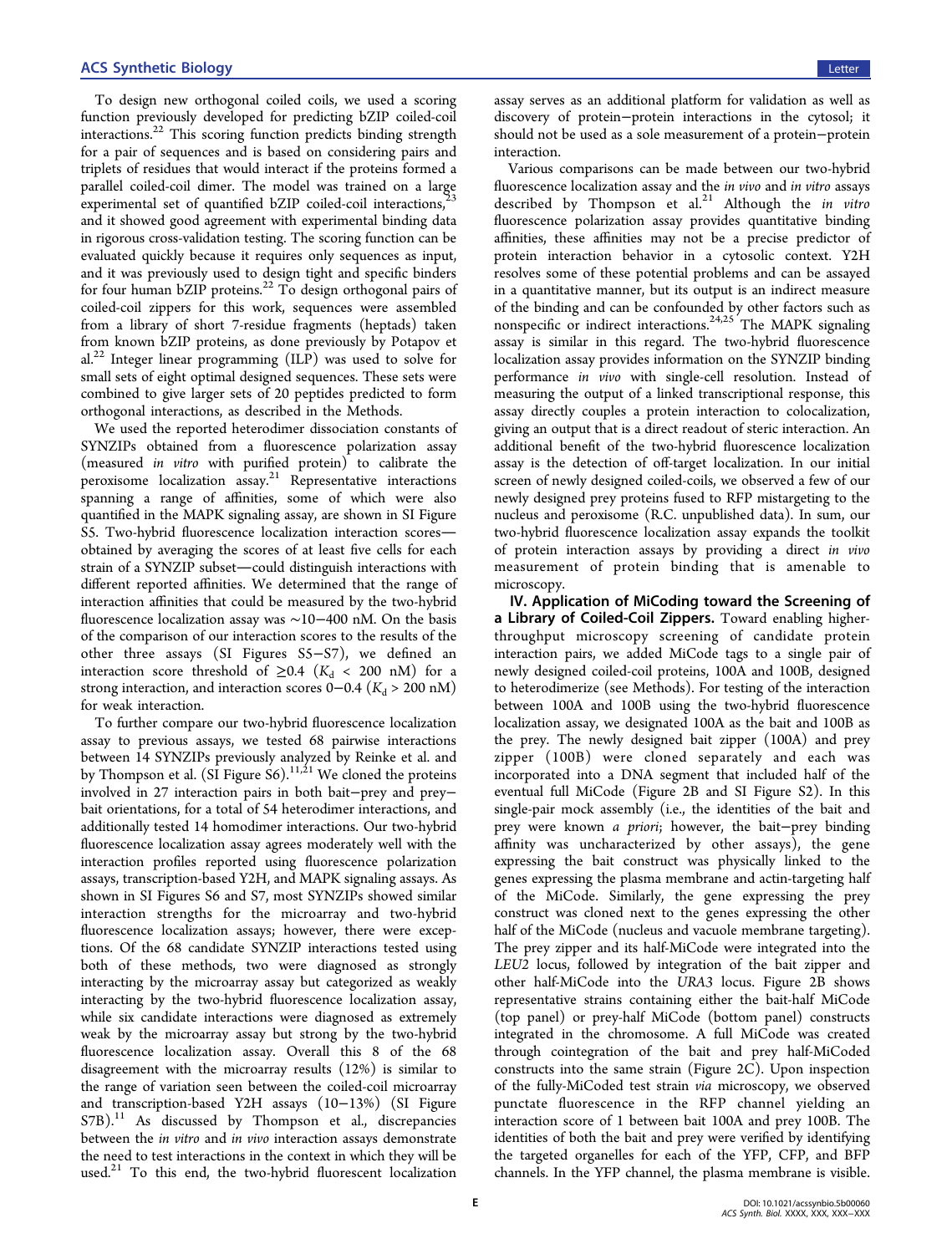To design new orthogonal coiled coils, we used a scoring function previously developed for predicting bZIP coiled-coil interactions.[22] This scoring function predicts binding strength for a pair of sequences and is based on considering pairs and triplets of residues that would interact if the proteins formed a parallel coiled-coil dimer. The model was trained on a large experimental set of quantified bZIP coiled-coil interactions,[23] and it showed good agreement with experimental binding data in rigorous cross-validation testing. The scoring function can be evaluated quickly because it requires only sequences as input, and it was previously used to design tight and specific binders for four human bZIP proteins.[22] To design orthogonal pairs of coiled-coil zippers for this work, sequences were assembled from a library of short 7-residue fragments (heptads) taken from known bZIP proteins, as done previously by Potapov et al.[22] Integer linear programming (ILP) was used to solve for small sets of eight optimal designed sequences. These sets were combined to give larger sets of 20 peptides predicted to form orthogonal interactions, as described in the Methods.

We used the reported heterodimer dissociation constants of SYNZIPs obtained from a fluorescence polarization assay (measured *in vitro* with purified protein) to calibrate the peroxisome localization assay.[21] Representative interactions spanning a range of affinities, some of which were also quantified in the MAPK signaling assay, are shown in SI Figure S5. Two-hybrid fluorescence localization interaction scores—obtained by averaging the scores of at least five cells for each strain of a SYNZIP subset—could distinguish interactions with different reported affinities. We determined that the range of interaction affinities that could be measured by the two-hybrid fluorescence localization assay was ~10−400 nM. On the basis of the comparison of our interaction scores to the results of the other three assays (SI Figures S5−S7), we defined an interaction score threshold of ≥0.4 ($K_d$ < 200 nM) for a strong interaction, and interaction scores 0−0.4 ($K_d$ > 200 nM) for weak interaction.

To further compare our two-hybrid fluorescence localization assay to previous assays, we tested 68 pairwise interactions between 14 SYNZIPs previously analyzed by Reinke et al. and by Thompson et al. (SI Figure S6).[11,21] We cloned the proteins involved in 27 interaction pairs in both bait−prey and prey−bait orientations, for a total of 54 heterodimer interactions, and additionally tested 14 homodimer interactions. Our two-hybrid fluorescence localization assay agrees moderately well with the interaction profiles reported using fluorescence polarization assays, transcription-based Y2H, and MAPK signaling assays. As shown in SI Figures S6 and S7, most SYNZIPs showed similar interaction strengths for the microarray and two-hybrid fluorescence localization assays; however, there were exceptions. Of the 68 candidate SYNZIP interactions tested using both of these methods, two were diagnosed as strongly interacting by the microarray assay but categorized as weakly interacting by the two-hybrid fluorescence localization assay, while six candidate interactions were diagnosed as extremely weak by the microarray assay but strong by the two-hybrid fluorescence localization assay. Overall this 8 of the 68 disagreement with the microarray results (12%) is similar to the range of variation seen between the coiled-coil microarray and transcription-based Y2H assays (10−13%) (SI Figure S7B).[11] As discussed by Thompson et al., discrepancies between the *in vitro* and *in vivo* interaction assays demonstrate the need to test interactions in the context in which they will be used.[21] To this end, the two-hybrid fluorescent localization assay serves as an additional platform for validation as well as discovery of protein−protein interactions in the cytosol; it should not be used as a sole measurement of a protein−protein interaction.

Various comparisons can be made between our two-hybrid fluorescence localization assay and the *in vivo* and *in vitro* assays described by Thompson et al.[21] Although the *in vitro* fluorescence polarization assay provides quantitative binding affinities, these affinities may not be a precise predictor of protein interaction behavior in a cytosolic context. Y2H resolves some of these potential problems and can be assayed in a quantitative manner, but its output is an indirect measure of the binding and can be confounded by other factors such as nonspecific or indirect interactions.[24,25] The MAPK signaling assay is similar in this regard. The two-hybrid fluorescence localization assay provides information on the SYNZIP binding performance *in vivo* with single-cell resolution. Instead of measuring the output of a linked transcriptional response, this assay directly couples a protein interaction to colocalization, giving an output that is a direct readout of steric interaction. An additional benefit of the two-hybrid fluorescence localization assay is the detection of off-target localization. In our initial screen of newly designed coiled-coils, we observed a few of our newly designed prey proteins fused to RFP mistargeting to the nucleus and peroxisome (R.C. unpublished data). In sum, our two-hybrid fluorescence localization assay expands the toolkit of protein interaction assays by providing a direct *in vivo* measurement of protein binding that is amenable to microscopy.

**IV. Application of MiCoding toward the Screening of a Library of Coiled-Coil Zippers.** Toward enabling higher-throughput microscopy screening of candidate protein interaction pairs, we added MiCode tags to a single pair of newly designed coiled-coil proteins, 100A and 100B, designed to heterodimerize (see Methods). For testing of the interaction between 100A and 100B using the two-hybrid fluorescence localization assay, we designated 100A as the bait and 100B as the prey. The newly designed bait zipper (100A) and prey zipper (100B) were cloned separately and each was incorporated into a DNA segment that included half of the eventual full MiCode (Figure 2B and SI Figure S2). In this single-pair mock assembly (i.e., the identities of the bait and prey were known *a priori*; however, the bait−prey binding affinity was uncharacterized by other assays), the gene expressing the bait construct was physically linked to the genes expressing the plasma membrane and actin-targeting half of the MiCode. Similarly, the gene expressing the prey construct was cloned next to the genes expressing the other half of the MiCode (nucleus and vacuole membrane targeting). The prey zipper and its half-MiCode were integrated into the *LEU2* locus, followed by integration of the bait zipper and other half-MiCode into the *URA3* locus. Figure 2B shows representative strains containing either the bait-half MiCode (top panel) or prey-half MiCode (bottom panel) constructs integrated in the chromosome. A full MiCode was created through cointegration of the bait and prey half-MiCoded constructs into the same strain (Figure 2C). Upon inspection of the fully-MiCoded test strain *via* microscopy, we observed punctate fluorescence in the RFP channel yielding an interaction score of 1 between bait 100A and prey 100B. The identities of both the bait and prey were verified by identifying the targeted organelles for each of the YFP, CFP, and BFP channels. In the YFP channel, the plasma membrane is visible.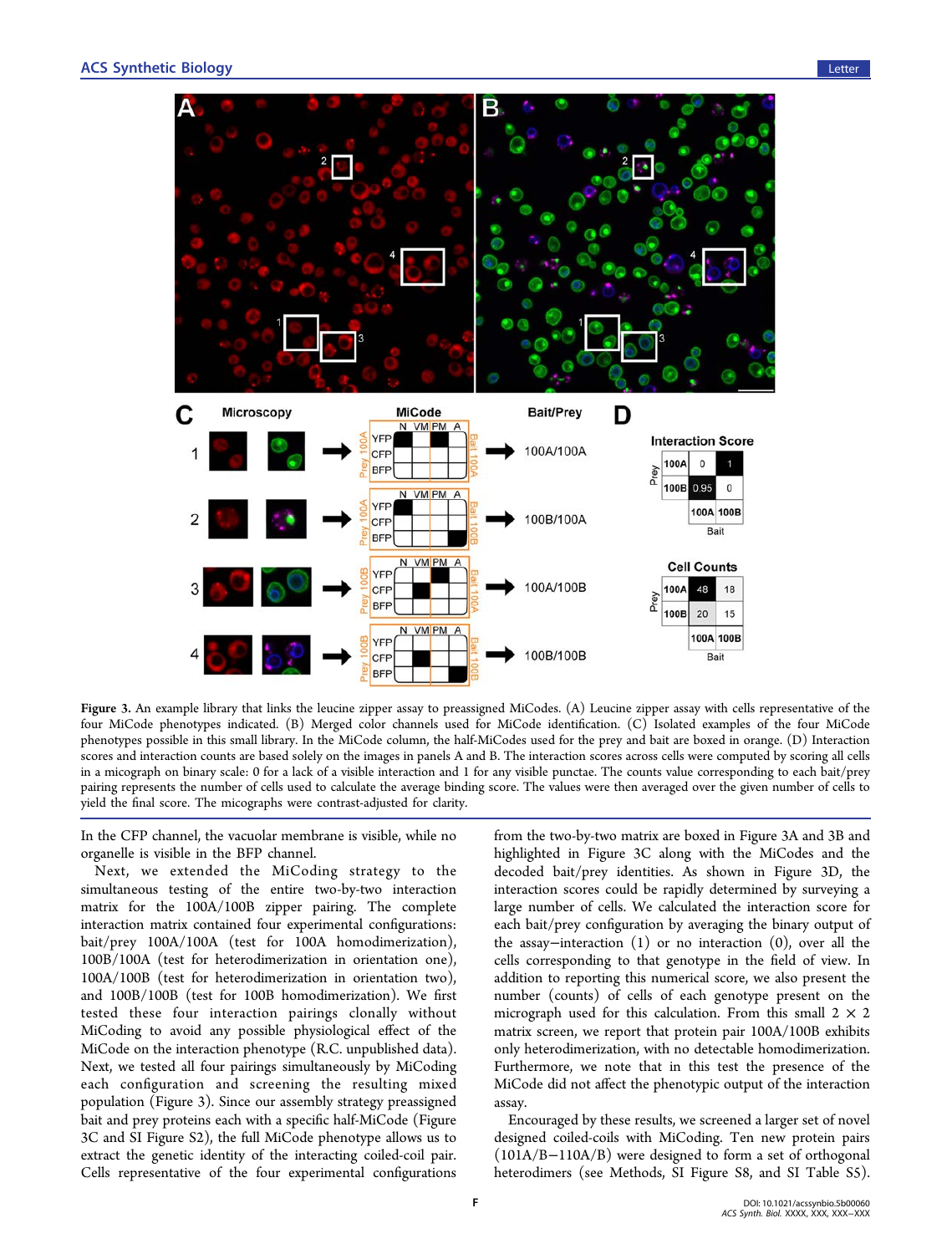**Figure 3.** An example library that links the leucine zipper assay to preassigned MiCodes. (A) Leucine zipper assay with cells representative of the four MiCode phenotypes indicated. (B) Merged color channels used for MiCode identification. (C) Isolated examples of the four MiCode phenotypes possible in this small library. In the MiCode column, the half-MiCodes used for the prey and bait are boxed in orange. (D) Interaction scores and interaction counts are based solely on the images in panels A and B. The interaction scores across cells were computed by scoring all cells in a micograph on binary scale: 0 for a lack of a visible interaction and 1 for any visible punctae. The counts value corresponding to each bait/prey pairing represents the number of cells used to calculate the average binding score. The values were then averaged over the given number of cells to yield the final score. The micrographs were contrast-adjusted for clarity.

In the CFP channel, the vacuolar membrane is visible, while no organelle is visible in the BFP channel.

Next, we extended the MiCoding strategy to the simultaneous testing of the entire two-by-two interaction matrix for the 100A/100B zipper pairing. The complete interaction matrix contained four experimental configurations: bait/prey 100A/100A (test for 100A homodimerization), 100B/100A (test for heterodimerization in orientation one), 100A/100B (test for heterodimerization in orientation two), and 100B/100B (test for 100B homodimerization). We first tested these four interaction pairings clonally without MiCoding to avoid any possible physiological effect of the MiCode on the interaction phenotype (R.C. unpublished data). Next, we tested all four pairings simultaneously by MiCoding each configuration and screening the resulting mixed population (Figure 3). Since our assembly strategy preassigned bait and prey proteins each with a specific half-MiCode (Figure 3C and SI Figure S2), the full MiCode phenotype allows us to extract the genetic identity of the interacting coiled-coil pair. Cells representative of the four experimental configurations from the two-by-two matrix are boxed in Figure 3A and 3B and highlighted in Figure 3C along with the MiCodes and the decoded bait/prey identities. As shown in Figure 3D, the interaction scores could be rapidly determined by surveying a large number of cells. We calculated the interaction score for each bait/prey configuration by averaging the binary output of the assay−interaction (1) or no interaction (0), over all the cells corresponding to that genotype in the field of view. In addition to reporting this numerical score, we also present the number (counts) of cells of each genotype present on the micrograph used for this calculation. From this small 2 × 2 matrix screen, we report that protein pair 100A/100B exhibits only heterodimerization, with no detectable homodimerization. Furthermore, we note that in this test the presence of the MiCode did not affect the phenotypic output of the interaction assay.

Encouraged by these results, we screened a larger set of novel designed coiled-coils with MiCoding. Ten new protein pairs (101A/B−110A/B) were designed to form a set of orthogonal heterodimers (see Methods, SI Figure S8, and SI Table S5).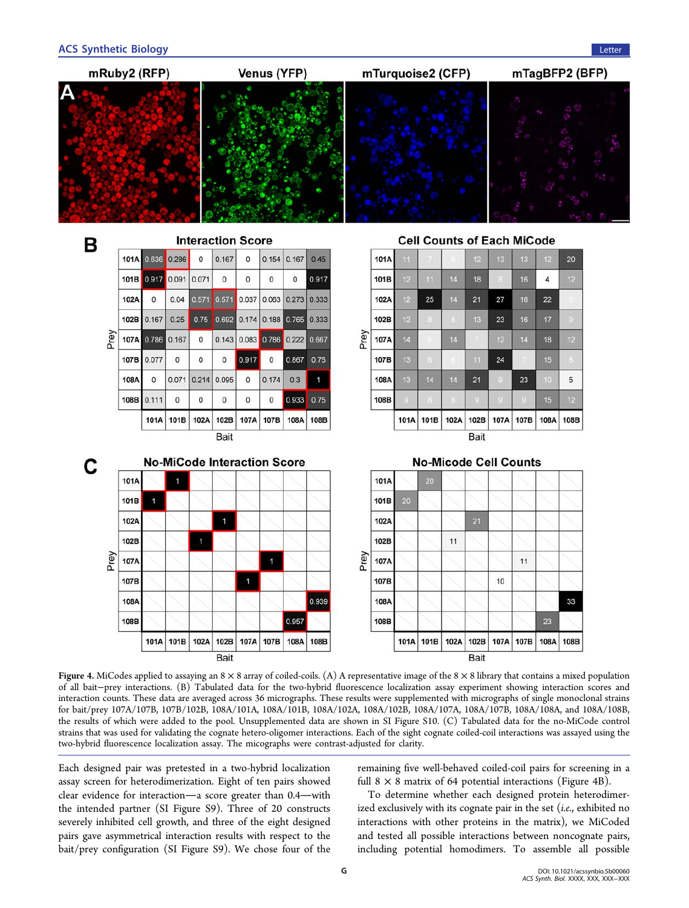**Figure 4.** MiCodes applied to assaying an 8 × 8 array of coiled-coils. (A) A representative image of the 8 × 8 library that contains a mixed population of all bait–prey interactions. (B) Tabulated data for the two-hybrid fluorescence localization assay experiment showing interaction scores and interaction counts. These data are averaged across 36 micrographs. These results were supplemented with micrographs of single monoclonal strains for bait/prey 107A/107B, 107B/102B, 108A/101A, 108A/101B, 108A/102A, 108A/102B, 108A/107A, 108A/107B, 108A/108A, and 108A/108B, the results of which were added to the pool. Unsupplemented data are shown in SI Figure S10. (C) Tabulated data for the no-MiCode control strains that was used for validating the two-hybrid fluorescence localization assay. Each of the sight cognate coiled-coil interactions was assayed using the two-hybrid fluorescence localization assay. The micographs were contrast-adjusted for clarity.

Each designed pair was pretested in a two-hybrid localization assay screen for heterodimerization. Eight of ten pairs showed clear evidence for interaction—a score greater than 0.4—with the intended partner (SI Figure S9). Three of 20 constructs severely inhibited cell growth, and three of the eight designed pairs gave asymmetrical interaction results with respect to the bait/prey configuration (SI Figure S9). We chose four of the remaining five well-behaved coiled-coil pairs for screening in a full 8 × 8 matrix of 64 potential interactions (Figure 4B).

To determine whether each designed protein heterodimerized exclusively with its cognate pair in the set (*i.e.*, exhibited no interactions with other proteins in the matrix), we MiCoded and tested all possible interactions between noncognate pairs, including potential homodimers. To assemble all possible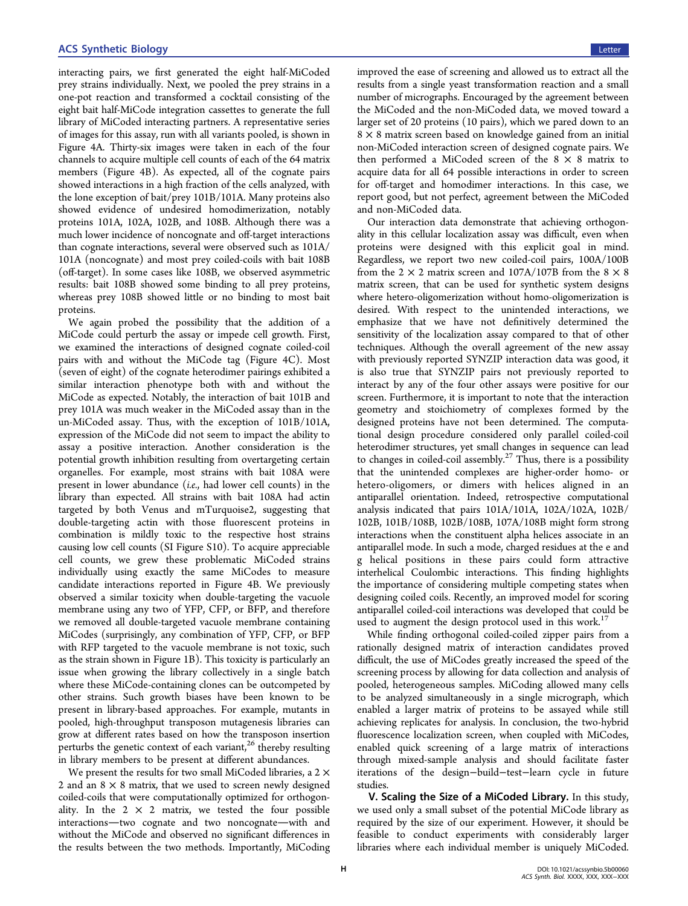interacting pairs, we first generated the eight half-MiCoded prey strains individually. Next, we pooled the prey strains in a one-pot reaction and transformed a cocktail consisting of the eight bait half-MiCode integration cassettes to generate the full library of MiCoded interacting partners. A representative series of images for this assay, run with all variants pooled, is shown in Figure 4A. Thirty-six images were taken in each of the four channels to acquire multiple cell counts of each of the 64 matrix members (Figure 4B). As expected, all of the cognate pairs showed interactions in a high fraction of the cells analyzed, with the lone exception of bait/prey 101B/101A. Many proteins also showed evidence of undesired homodimerization, notably proteins 101A, 102A, 102B, and 108B. Although there was a much lower incidence of noncognate and off-target interactions than cognate interactions, several were observed such as 101A/101A (noncognate) and most prey coiled-coils with bait 108B (off-target). In some cases like 108B, we observed asymmetric results: bait 108B showed some binding to all prey proteins, whereas prey 108B showed little or no binding to most bait proteins.

We again probed the possibility that the addition of a MiCode could perturb the assay or impede cell growth. First, we examined the interactions of designed cognate coiled-coil pairs with and without the MiCode tag (Figure 4C). Most (seven of eight) of the cognate heterodimer pairings exhibited a similar interaction phenotype both with and without the MiCode as expected. Notably, the interaction of bait 101B and prey 101A was much weaker in the MiCoded assay than in the un-MiCoded assay. Thus, with the exception of 101B/101A, expression of the MiCode did not seem to impact the ability to assay a positive interaction. Another consideration is the potential growth inhibition resulting from overtargeting certain organelles. For example, most strains with bait 108A were present in lower abundance (*i.e.*, had lower cell counts) in the library than expected. All strains with bait 108A had actin targeted by both Venus and mTurquoise2, suggesting that double-targeting actin with those fluorescent proteins in combination is mildly toxic to the respective host strains causing low cell counts (SI Figure S10). To acquire appreciable cell counts, we grew these problematic MiCoded strains individually using exactly the same MiCodes to measure candidate interactions reported in Figure 4B. We previously observed a similar toxicity when double-targeting the vacuole membrane using any two of YFP, CFP, or BFP, and therefore we removed all double-targeted vacuole membrane containing MiCodes (surprisingly, any combination of YFP, CFP, or BFP with RFP targeted to the vacuole membrane is not toxic, such as the strain shown in Figure 1B). This toxicity is particularly an issue when growing the library collectively in a single batch where these MiCode-containing clones can be outcompeted by other strains. Such growth biases have been known to be present in library-based approaches. For example, mutants in pooled, high-throughput transposon mutagenesis libraries can grow at different rates based on how the transposon insertion perturbs the genetic context of each variant,[26] thereby resulting in library members to be present at different abundances.

We present the results for two small MiCoded libraries, a 2 × 2 and an 8 × 8 matrix, that we used to screen newly designed coiled-coils that were computationally optimized for orthogonality. In the 2 × 2 matrix, we tested the four possible interactions—two cognate and two noncognate—with and without the MiCode and observed no significant differences in the results between the two methods. Importantly, MiCoding improved the ease of screening and allowed us to extract all the results from a single yeast transformation reaction and a small number of micrographs. Encouraged by the agreement between the MiCoded and the non-MiCoded data, we moved toward a larger set of 20 proteins (10 pairs), which we pared down to an 8 × 8 matrix screen based on knowledge gained from an initial non-MiCoded interaction screen of designed cognate pairs. We then performed a MiCoded screen of the 8 × 8 matrix to acquire data for all 64 possible interactions in order to screen for off-target and homodimer interactions. In this case, we report good, but not perfect, agreement between the MiCoded and non-MiCoded data.

Our interaction data demonstrate that achieving orthogonality in this cellular localization assay was difficult, even when proteins were designed with this explicit goal in mind. Regardless, we report two new coiled-coil pairs, 100A/100B from the 2 × 2 matrix screen and 107A/107B from the 8 × 8 matrix screen, that can be used for synthetic system designs where hetero-oligomerization without homo-oligomerization is desired. With respect to the unintended interactions, we emphasize that we have not definitively determined the sensitivity of the localization assay compared to that of other techniques. Although the overall agreement of the new assay with previously reported SYNZIP interaction data was good, it is also true that SYNZIP pairs not previously reported to interact by any of the four other assays were positive for our screen. Furthermore, it is important to note that the interaction geometry and stoichiometry of complexes formed by the designed proteins have not been determined. The computational design procedure considered only parallel coiled-coil heterodimer structures, yet small changes in sequence can lead to changes in coiled-coil assembly.[27] Thus, there is a possibility that the unintended complexes are higher-order homo- or hetero-oligomers, or dimers with helices aligned in an antiparallel orientation. Indeed, retrospective computational analysis indicated that pairs 101A/101A, 102A/102A, 102B/102B, 101B/108B, 102B/108B, 107A/108B might form strong interactions when the constituent alpha helices associate in an antiparallel mode. In such a mode, charged residues at the e and g helical positions in these pairs could form attractive interhelical Coulombic interactions. This finding highlights the importance of considering multiple competing states when designing coiled coils. Recently, an improved model for scoring antiparallel coiled-coil interactions was developed that could be used to augment the design protocol used in this work.[17]

While finding orthogonal coiled-coiled zipper pairs from a rationally designed matrix of interaction candidates proved difficult, the use of MiCodes greatly increased the speed of the screening process by allowing for data collection and analysis of pooled, heterogeneous samples. MiCoding allowed many cells to be analyzed simultaneously in a single micrograph, which enabled a larger matrix of proteins to be assayed while still achieving replicates for analysis. In conclusion, the two-hybrid fluorescence localization screen, when coupled with MiCodes, enabled quick screening of a large matrix of interactions through mixed-sample analysis and should facilitate faster iterations of the design−build−test−learn cycle in future studies.

**V. Scaling the Size of a MiCoded Library.** In this study, we used only a small subset of the potential MiCode library as required by the size of our experiment. However, it should be feasible to conduct experiments with considerably larger libraries where each individual member is uniquely MiCoded.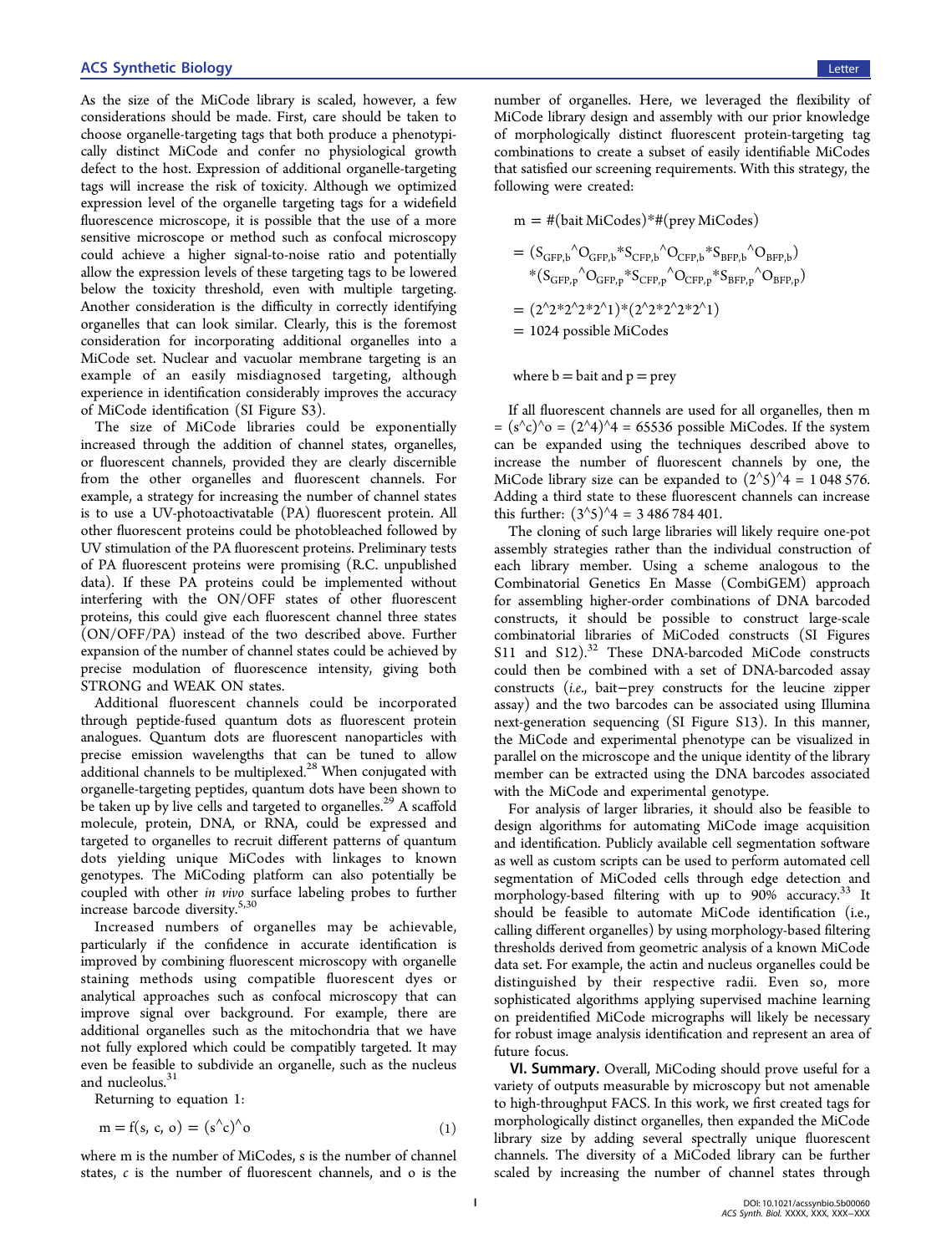As the size of the MiCode library is scaled, however, a few considerations should be made. First, care should be taken to choose organelle-targeting tags that both produce a phenotypically distinct MiCode and confer no physiological growth defect to the host. Expression of additional organelle-targeting tags will increase the risk of toxicity. Although we optimized expression level of the organelle targeting tags for a widefield fluorescence microscope, it is possible that the use of a more sensitive microscope or method such as confocal microscopy could achieve a higher signal-to-noise ratio and potentially allow the expression levels of these targeting tags to be lowered below the toxicity threshold, even with multiple targeting. Another consideration is the difficulty in correctly identifying organelles that can look similar. Clearly, this is the foremost consideration for incorporating additional organelles into a MiCode set. Nuclear and vacuolar membrane targeting is an example of an easily misdiagnosed targeting, although experience in identification considerably improves the accuracy of MiCode identification (SI Figure S3).

The size of MiCode libraries could be exponentially increased through the addition of channel states, organelles, or fluorescent channels, provided they are clearly discernible from the other organelles and fluorescent channels. For example, a strategy for increasing the number of channel states is to use a UV-photoactivatable (PA) fluorescent protein. All other fluorescent proteins could be photobleached followed by UV stimulation of the PA fluorescent proteins. Preliminary tests of PA fluorescent proteins were promising (R.C. unpublished data). If these PA proteins could be implemented without interfering with the ON/OFF states of other fluorescent proteins, this could give each fluorescent channel three states (ON/OFF/PA) instead of the two described above. Further expansion of the number of channel states could be achieved by precise modulation of fluorescence intensity, giving both STRONG and WEAK ON states.

Additional fluorescent channels could be incorporated through peptide-fused quantum dots as fluorescent protein analogues. Quantum dots are fluorescent nanoparticles with precise emission wavelengths that can be tuned to allow additional channels to be multiplexed.[28] When conjugated with organelle-targeting peptides, quantum dots have been shown to be taken up by live cells and targeted to organelles.[29] A scaffold molecule, protein, DNA, or RNA, could be expressed and targeted to organelles to recruit different patterns of quantum dots yielding unique MiCodes with linkages to known genotypes. The MiCoding platform can also potentially be coupled with other *in vivo* surface labeling probes to further increase barcode diversity.[5,30]

Increased numbers of organelles may be achievable, particularly if the confidence in accurate identification is improved by combining fluorescent microscopy with organelle staining methods using compatible fluorescent dyes or analytical approaches such as confocal microscopy that can improve signal over background. For example, there are additional organelles such as the mitochondria that we have not fully explored which could be compatibly targeted. It may even be feasible to subdivide an organelle, such as the nucleus and nucleolus.[31]

Returning to equation 1:

$$m = f(s, c, o) = (s^c)^o \tag{1}$$

where m is the number of MiCodes, s is the number of channel states, $c$ is the number of fluorescent channels, and o is the number of organelles. Here, we leveraged the flexibility of MiCode library design and assembly with our prior knowledge of morphologically distinct fluorescent protein-targeting tag combinations to create a subset of easily identifiable MiCodes that satisfied our screening requirements. With this strategy, the following were created:

$$\begin{aligned} m &= \#(\text{bait MiCodes}) * \#(\text{prey MiCodes}) \\ &= (S_{GFP,b}{}^{\wedge}O_{GFP,b} * S_{CFP,b}{}^{\wedge}O_{CFP,b} * S_{BFP,b}{}^{\wedge}O_{BFP,b}) \\ &\quad * (S_{GFP,p}{}^{\wedge}O_{GFP,p} * S_{CFP,p}{}^{\wedge}O_{CFP,p} * S_{BFP,p}{}^{\wedge}O_{BFP,p}) \\ &= (2^{\wedge}2 * 2^{\wedge}2 * 2^{\wedge}1) * (2^{\wedge}2 * 2^{\wedge}2 * 2^{\wedge}1) \\ &= 1024 \text{ possible MiCodes} \end{aligned}$$

where b = bait and p = prey

If all fluorescent channels are used for all organelles, then m = (s^c)^o = (2^4)^4 = 65536 possible MiCodes. If the system can be expanded using the techniques described above to increase the number of fluorescent channels by one, the MiCode library size can be expanded to (2^5)^4 = 1 048 576. Adding a third state to these fluorescent channels can increase this further: (3^5)^4 = 3 486 784 401.

The cloning of such large libraries will likely require one-pot assembly strategies rather than the individual construction of each library member. Using a scheme analogous to the Combinatorial Genetics En Masse (CombiGEM) approach for assembling higher-order combinations of DNA barcoded constructs, it should be possible to construct large-scale combinatorial libraries of MiCoded constructs (SI Figures S11 and S12).[32] These DNA-barcoded MiCode constructs could then be combined with a set of DNA-barcoded assay constructs (*i.e.*, bait−prey constructs for the leucine zipper assay) and the two barcodes can be associated using Illumina next-generation sequencing (SI Figure S13). In this manner, the MiCode and experimental phenotype can be visualized in parallel on the microscope and the unique identity of the library member can be extracted using the DNA barcodes associated with the MiCode and experimental genotype.

For analysis of larger libraries, it should also be feasible to design algorithms for automating MiCode image acquisition and identification. Publicly available cell segmentation software as well as custom scripts can be used to perform automated cell segmentation of MiCoded cells through edge detection and morphology-based filtering with up to 90% accuracy.[33] It should be feasible to automate MiCode identification (i.e., calling different organelles) by using morphology-based filtering thresholds derived from geometric analysis of a known MiCode data set. For example, the actin and nucleus organelles could be distinguished by their respective radii. Even so, more sophisticated algorithms applying supervised machine learning on preidentified MiCode micrographs will likely be necessary for robust image analysis identification and represent an area of future focus.

**VI. Summary.** Overall, MiCoding should prove useful for a variety of outputs measurable by microscopy but not amenable to high-throughput FACS. In this work, we first created tags for morphologically distinct organelles, then expanded the MiCode library size by adding several spectrally unique fluorescent channels. The diversity of a MiCoded library can be further scaled by increasing the number of channel states through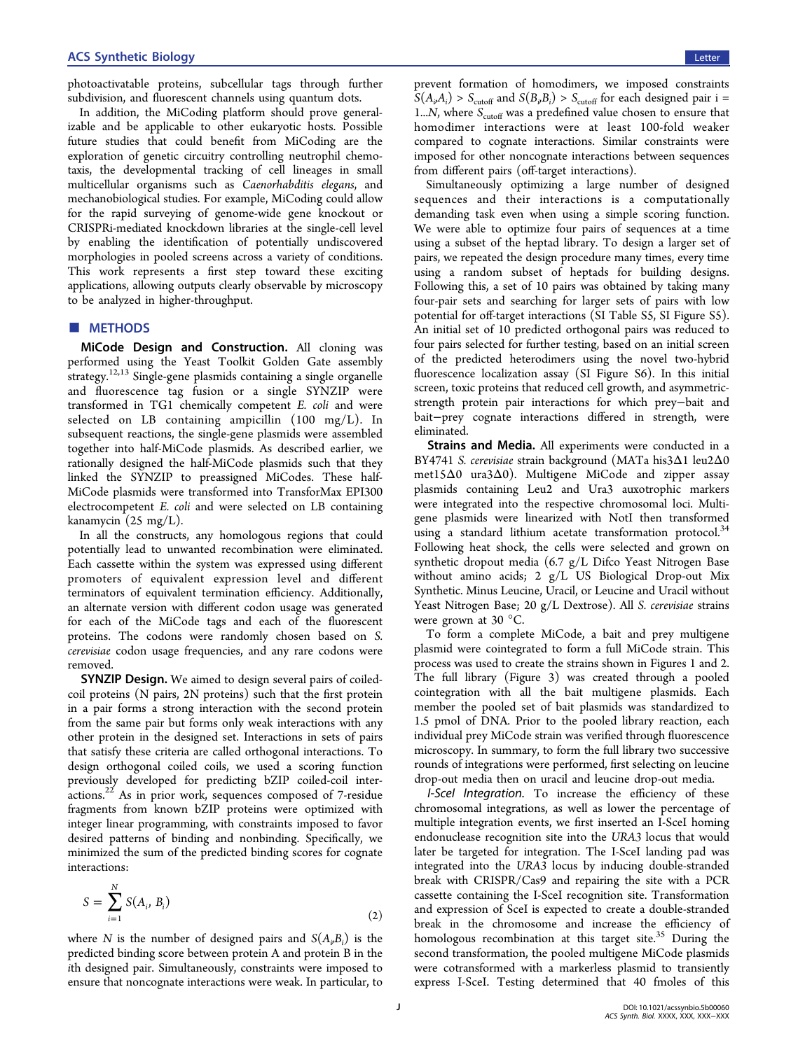photoactivatable proteins, subcellular tags through further subdivision, and fluorescent channels using quantum dots.

In addition, the MiCoding platform should prove generalizable and be applicable to other eukaryotic hosts. Possible future studies that could benefit from MiCoding are the exploration of genetic circuitry controlling neutrophil chemotaxis, the developmental tracking of cell lineages in small multicellular organisms such as *Caenorhabditis elegans*, and mechanobiological studies. For example, MiCoding could allow for the rapid surveying of genome-wide gene knockout or CRISPRi-mediated knockdown libraries at the single-cell level by enabling the identification of potentially undiscovered morphologies in pooled screens across a variety of conditions. This work represents a first step toward these exciting applications, allowing outputs clearly observable by microscopy to be analyzed in higher-throughput.

## METHODS

**MiCode Design and Construction.** All cloning was performed using the Yeast Toolkit Golden Gate assembly strategy.[12,13] Single-gene plasmids containing a single organelle and fluorescence tag fusion or a single SYNZIP were transformed in TG1 chemically competent *E. coli* and were selected on LB containing ampicillin (100 mg/L). In subsequent reactions, the single-gene plasmids were assembled together into half-MiCode plasmids. As described earlier, we rationally designed the half-MiCode plasmids such that they linked the SYNZIP to preassigned MiCodes. These half-MiCode plasmids were transformed into TransforMax EPI300 electrocompetent *E. coli* and were selected on LB containing kanamycin (25 mg/L).

In all the constructs, any homologous regions that could potentially lead to unwanted recombination were eliminated. Each cassette within the system was expressed using different promoters of equivalent expression level and different terminators of equivalent termination efficiency. Additionally, an alternate version with different codon usage was generated for each of the MiCode tags and each of the fluorescent proteins. The codons were randomly chosen based on *S. cerevisiae* codon usage frequencies, and any rare codons were removed.

**SYNZIP Design.** We aimed to design several pairs of coiled-coil proteins (N pairs, 2N proteins) such that the first protein in a pair forms a strong interaction with the second protein from the same pair but forms only weak interactions with any other protein in the designed set. Interactions in sets of pairs that satisfy these criteria are called orthogonal interactions. To design orthogonal coiled coils, we used a scoring function previously developed for predicting bZIP coiled-coil interactions.[22] As in prior work, sequences composed of 7-residue fragments from known bZIP proteins were optimized with integer linear programming, with constraints imposed to favor desired patterns of binding and nonbinding. Specifically, we minimized the sum of the predicted binding scores for cognate interactions:

$$S = \sum_{i=1}^{N} S(A_i, B_i) \tag{2}$$

where $N$ is the number of designed pairs and $S(A_i,B_i)$ is the predicted binding score between protein A and protein B in the $i$th designed pair. Simultaneously, constraints were imposed to ensure that noncognate interactions were weak. In particular, to prevent formation of homodimers, we imposed constraints $S(A_i,A_i) > S_{\mathrm{cutoff}}$ and $S(B_i,B_i) > S_{\mathrm{cutoff}}$ for each designed pair $i = 1...N$, where $S_{\mathrm{cutoff}}$ was a predefined value chosen to ensure that homodimer interactions were at least 100-fold weaker compared to cognate interactions. Similar constraints were imposed for other noncognate interactions between sequences from different pairs (off-target interactions).

Simultaneously optimizing a large number of designed sequences and their interactions is a computationally demanding task even when using a simple scoring function. We were able to optimize four pairs of sequences at a time using a subset of the heptad library. To design a larger set of pairs, we repeated the design procedure many times, every time using a random subset of heptads for building designs. Following this, a set of 10 pairs was obtained by taking many four-pair sets and searching for larger sets of pairs with low potential for off-target interactions (SI Table S5, SI Figure S5). An initial set of 10 predicted orthogonal pairs was reduced to four pairs selected for further testing, based on an initial screen of the predicted heterodimers using the novel two-hybrid fluorescence localization assay (SI Figure S6). In this initial screen, toxic proteins that reduced cell growth, and asymmetric-strength protein pair interactions for which prey–bait and bait–prey cognate interactions differed in strength, were eliminated.

**Strains and Media.** All experiments were conducted in a BY4741 *S. cerevisiae* strain background (MATa his3Δ1 leu2Δ0 met15Δ0 ura3Δ0). Multigene MiCode and zipper assay plasmids containing Leu2 and Ura3 auxotrophic markers were integrated into the respective chromosomal loci. Multigene plasmids were linearized with NotI then transformed using a standard lithium acetate transformation protocol.[34] Following heat shock, the cells were selected and grown on synthetic dropout media (6.7 g/L Difco Yeast Nitrogen Base without amino acids; 2 g/L US Biological Drop-out Mix Synthetic. Minus Leucine, Uracil, or Leucine and Uracil without Yeast Nitrogen Base; 20 g/L Dextrose). All *S. cerevisiae* strains were grown at 30 °C.

To form a complete MiCode, a bait and prey multigene plasmid were cointegrated to form a full MiCode strain. This process was used to create the strains shown in Figures 1 and 2. The full library (Figure 3) was created through a pooled cointegration with all the bait multigene plasmids. Each member the pooled set of bait plasmids was standardized to 1.5 pmol of DNA. Prior to the pooled library reaction, each individual prey MiCode strain was verified through fluorescence microscopy. In summary, to form the full library two successive rounds of integrations were performed, first selecting on leucine drop-out media then on uracil and leucine drop-out media.

*I-SceI Integration.* To increase the efficiency of these chromosomal integrations, as well as lower the percentage of multiple integration events, we first inserted an I-SceI homing endonuclease recognition site into the *URA3* locus that would later be targeted for integration. The I-SceI landing pad was integrated into the *URA3* locus by inducing double-stranded break with CRISPR/Cas9 and repairing the site with a PCR cassette containing the I-SceI recognition site. Transformation and expression of SceI is expected to create a double-stranded break in the chromosome and increase the efficiency of homologous recombination at this target site.[35] During the second transformation, the pooled multigene MiCode plasmids were cotransformed with a markerless plasmid to transiently express I-SceI. Testing determined that 40 fmoles of this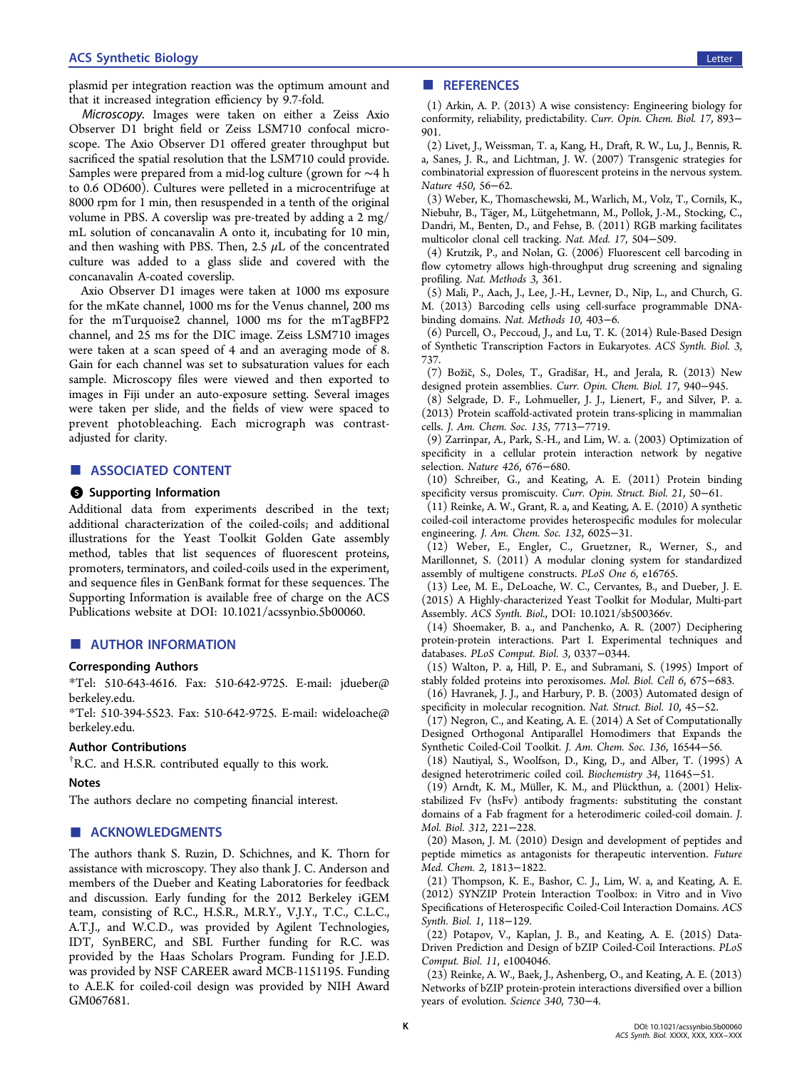plasmid per integration reaction was the optimum amount and that it increased integration efficiency by 9.7-fold.

*Microscopy.* Images were taken on either a Zeiss Axio Observer D1 bright field or Zeiss LSM710 confocal microscope. The Axio Observer D1 offered greater throughput but sacrificed the spatial resolution that the LSM710 could provide. Samples were prepared from a mid-log culture (grown for ~4 h to 0.6 OD600). Cultures were pelleted in a microcentrifuge at 8000 rpm for 1 min, then resuspended in a tenth of the original volume in PBS. A coverslip was pre-treated by adding a 2 mg/mL solution of concanavalin A onto it, incubating for 10 min, and then washing with PBS. Then, 2.5 $\mu$L of the concentrated culture was added to a glass slide and covered with the concanavalin A-coated coverslip.

Axio Observer D1 images were taken at 1000 ms exposure for the mKate channel, 1000 ms for the Venus channel, 200 ms for the mTurquoise2 channel, 1000 ms for the mTagBFP2 channel, and 25 ms for the DIC image. Zeiss LSM710 images were taken at a scan speed of 4 and an averaging mode of 8. Gain for each channel was set to subsaturation values for each sample. Microscopy files were viewed and then exported to images in Fiji under an auto-exposure setting. Several images were taken per slide, and the fields of view were spaced to prevent photobleaching. Each micrograph was contrast-adjusted for clarity.

## ASSOCIATED CONTENT

### Supporting Information

Additional data from experiments described in the text; additional characterization of the coiled-coils; and additional illustrations for the Yeast Toolkit Golden Gate assembly method, tables that list sequences of fluorescent proteins, promoters, terminators, and coiled-coils used in the experiment, and sequence files in GenBank format for these sequences. The Supporting Information is available free of charge on the ACS Publications website at DOI: 10.1021/acssynbio.5b00060.

## AUTHOR INFORMATION

### Corresponding Authors

*Tel: 510-643-4616. Fax: 510-642-9725. E-mail: jdueber@berkeley.edu.

*Tel: 510-394-5523. Fax: 510-642-9725. E-mail: wideloache@berkeley.edu.

### Author Contributions

†R.C. and H.S.R. contributed equally to this work.

### Notes

The authors declare no competing financial interest.

## ACKNOWLEDGMENTS

The authors thank S. Ruzin, D. Schichnes, and K. Thorn for assistance with microscopy. They also thank J. C. Anderson and members of the Dueber and Keating Laboratories for feedback and discussion. Early funding for the 2012 Berkeley iGEM team, consisting of R.C., H.S.R., M.R.Y., V.J.Y., T.C., C.L.C., A.T.J., and W.C.D., was provided by Agilent Technologies, IDT, SynBERC, and SBI. Further funding for R.C. was provided by the Haas Scholars Program. Funding for J.E.D. was provided by NSF CAREER award MCB-1151195. Funding to A.E.K for coiled-coil design was provided by NIH Award GM067681.

## REFERENCES

(1) Arkin, A. P. (2013) A wise consistency: Engineering biology for conformity, reliability, predictability. *Curr. Opin. Chem. Biol. 17*, 893−901.

(2) Livet, J., Weissman, T. a, Kang, H., Draft, R. W., Lu, J., Bennis, R. a, Sanes, J. R., and Lichtman, J. W. (2007) Transgenic strategies for combinatorial expression of fluorescent proteins in the nervous system. *Nature 450*, 56−62.

(3) Weber, K., Thomaschewski, M., Warlich, M., Volz, T., Cornils, K., Niebuhr, B., Täger, M., Lütgehetmann, M., Pollok, J.-M., Stocking, C., Dandri, M., Benten, D., and Fehse, B. (2011) RGB marking facilitates multicolor clonal cell tracking. *Nat. Med. 17*, 504−509.

(4) Krutzik, P., and Nolan, G. (2006) Fluorescent cell barcoding in flow cytometry allows high-throughput drug screening and signaling profiling. *Nat. Methods 3*, 361.

(5) Mali, P., Aach, J., Lee, J.-H., Levner, D., Nip, L., and Church, G. M. (2013) Barcoding cells using cell-surface programmable DNA-binding domains. *Nat. Methods 10*, 403−6.

(6) Purcell, O., Peccoud, J., and Lu, T. K. (2014) Rule-Based Design of Synthetic Transcription Factors in Eukaryotes. *ACS Synth. Biol. 3*, 737.

(7) Božič, S., Doles, T., Gradišar, H., and Jerala, R. (2013) New designed protein assemblies. *Curr. Opin. Chem. Biol. 17*, 940−945.

(8) Selgrade, D. F., Lohmueller, J. J., Lienert, F., and Silver, P. a. (2013) Protein scaffold-activated protein trans-splicing in mammalian cells. *J. Am. Chem. Soc. 135*, 7713−7719.

(9) Zarrinpar, A., Park, S.-H., and Lim, W. a. (2003) Optimization of specificity in a cellular protein interaction network by negative selection. *Nature 426*, 676−680.

(10) Schreiber, G., and Keating, A. E. (2011) Protein binding specificity versus promiscuity. *Curr. Opin. Struct. Biol. 21*, 50−61.

(11) Reinke, A. W., Grant, R. a, and Keating, A. E. (2010) A synthetic coiled-coil interactome provides heterospecific modules for molecular engineering. *J. Am. Chem. Soc. 132*, 6025−31.

(12) Weber, E., Engler, C., Gruetzner, R., Werner, S., and Marillonnet, S. (2011) A modular cloning system for standardized assembly of multigene constructs. *PLoS One 6*, e16765.

(13) Lee, M. E., DeLoache, W. C., Cervantes, B., and Dueber, J. E. (2015) A Highly-characterized Yeast Toolkit for Modular, Multi-part Assembly. *ACS Synth. Biol.*, DOI: 10.1021/sb500366v.

(14) Shoemaker, B. a., and Panchenko, A. R. (2007) Deciphering protein-protein interactions. Part I. Experimental techniques and databases. *PLoS Comput. Biol. 3*, 0337−0344.

(15) Walton, P. a, Hill, P. E., and Subramani, S. (1995) Import of stably folded proteins into peroxisomes. *Mol. Biol. Cell 6*, 675−683.

(16) Havranek, J. J., and Harbury, P. B. (2003) Automated design of specificity in molecular recognition. *Nat. Struct. Biol. 10*, 45−52.

(17) Negron, C., and Keating, A. E. (2014) A Set of Computationally Designed Orthogonal Antiparallel Homodimers that Expands the Synthetic Coiled-Coil Toolkit. *J. Am. Chem. Soc. 136*, 16544−56.

(18) Nautiyal, S., Woolfson, D., King, D., and Alber, T. (1995) A designed heterotrimeric coiled coil. *Biochemistry 34*, 11645−51.

(19) Arndt, K. M., Müller, K. M., and Plückthun, a. (2001) Helix-stabilized Fv (hsFv) antibody fragments: substituting the constant domains of a Fab fragment for a heterodimeric coiled-coil domain. *J. Mol. Biol. 312*, 221−228.

(20) Mason, J. M. (2010) Design and development of peptides and peptide mimetics as antagonists for therapeutic intervention. *Future Med. Chem. 2*, 1813−1822.

(21) Thompson, K. E., Bashor, C. J., Lim, W. a, and Keating, A. E. (2012) SYNZIP Protein Interaction Toolbox: in Vitro and in Vivo Specifications of Heterospecific Coiled-Coil Interaction Domains. *ACS Synth. Biol. 1*, 118−129.

(22) Potapov, V., Kaplan, J. B., and Keating, A. E. (2015) Data-Driven Prediction and Design of bZIP Coiled-Coil Interactions. *PLoS Comput. Biol. 11*, e1004046.

(23) Reinke, A. W., Baek, J., Ashenberg, O., and Keating, A. E. (2013) Networks of bZIP protein-protein interactions diversified over a billion years of evolution. *Science 340*, 730−4.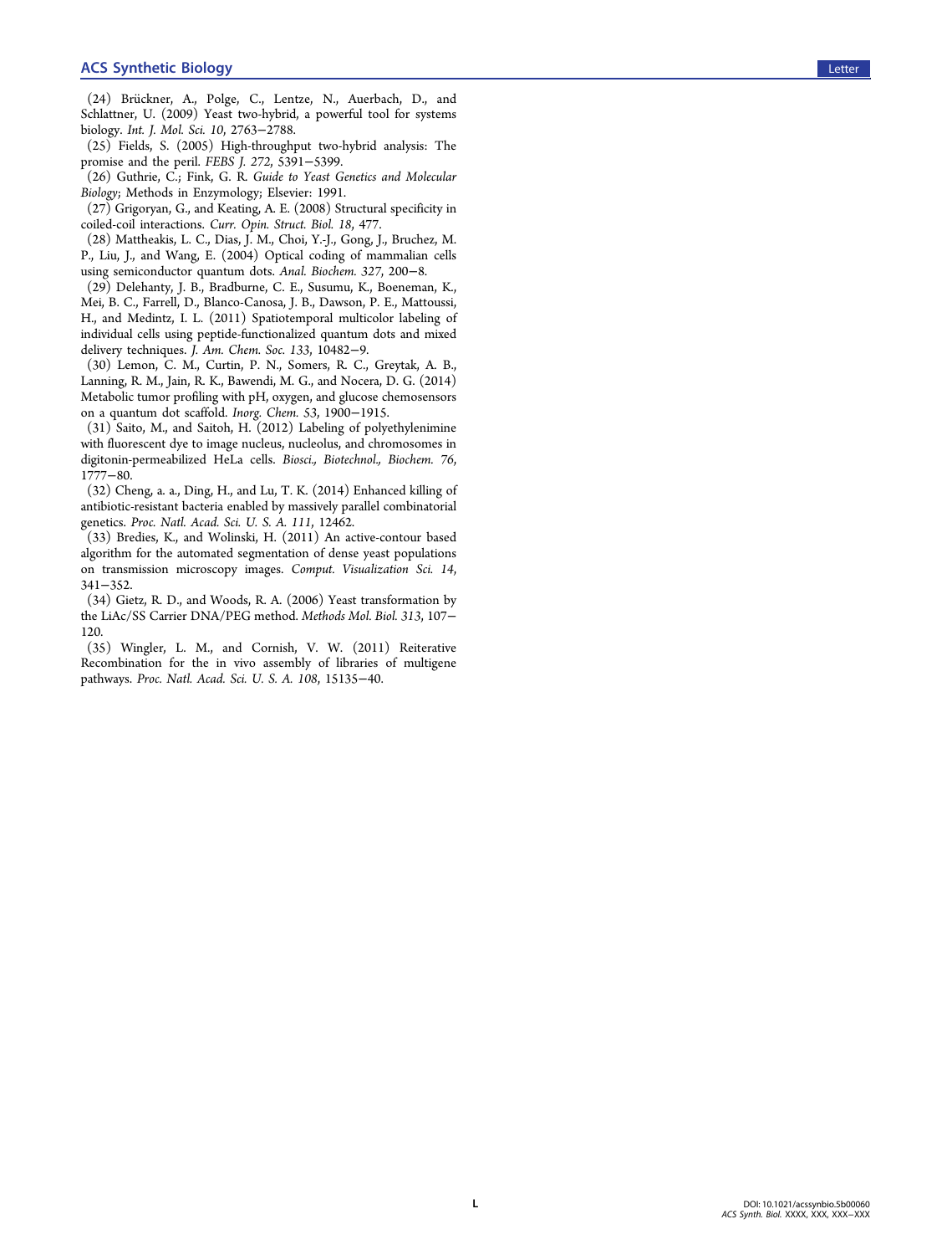(24) Brückner, A., Polge, C., Lentze, N., Auerbach, D., and Schlattner, U. (2009) Yeast two-hybrid, a powerful tool for systems biology. *Int. J. Mol. Sci. 10*, 2763−2788.

(25) Fields, S. (2005) High-throughput two-hybrid analysis: The promise and the peril. *FEBS J. 272*, 5391−5399.

(26) Guthrie, C.; Fink, G. R. *Guide to Yeast Genetics and Molecular Biology*; Methods in Enzymology; Elsevier: 1991.

(27) Grigoryan, G., and Keating, A. E. (2008) Structural specificity in coiled-coil interactions. *Curr. Opin. Struct. Biol. 18*, 477.

(28) Mattheakis, L. C., Dias, J. M., Choi, Y.-J., Gong, J., Bruchez, M. P., Liu, J., and Wang, E. (2004) Optical coding of mammalian cells using semiconductor quantum dots. *Anal. Biochem. 327*, 200−8.

(29) Delehanty, J. B., Bradburne, C. E., Susumu, K., Boeneman, K., Mei, B. C., Farrell, D., Blanco-Canosa, J. B., Dawson, P. E., Mattoussi, H., and Medintz, I. L. (2011) Spatiotemporal multicolor labeling of individual cells using peptide-functionalized quantum dots and mixed delivery techniques. *J. Am. Chem. Soc. 133*, 10482−9.

(30) Lemon, C. M., Curtin, P. N., Somers, R. C., Greytak, A. B., Lanning, R. M., Jain, R. K., Bawendi, M. G., and Nocera, D. G. (2014) Metabolic tumor profiling with pH, oxygen, and glucose chemosensors on a quantum dot scaffold. *Inorg. Chem. 53*, 1900−1915.

(31) Saito, M., and Saitoh, H. (2012) Labeling of polyethylenimine with fluorescent dye to image nucleus, nucleolus, and chromosomes in digitonin-permeabilized HeLa cells. *Biosci., Biotechnol., Biochem. 76*, 1777−80.

(32) Cheng, a. a., Ding, H., and Lu, T. K. (2014) Enhanced killing of antibiotic-resistant bacteria enabled by massively parallel combinatorial genetics. *Proc. Natl. Acad. Sci. U. S. A. 111*, 12462.

(33) Bredies, K., and Wolinski, H. (2011) An active-contour based algorithm for the automated segmentation of dense yeast populations on transmission microscopy images. *Comput. Visualization Sci. 14*, 341−352.

(34) Gietz, R. D., and Woods, R. A. (2006) Yeast transformation by the LiAc/SS Carrier DNA/PEG method. *Methods Mol. Biol. 313*, 107−120.

(35) Wingler, L. M., and Cornish, V. W. (2011) Reiterative Recombination for the in vivo assembly of libraries of multigene pathways. *Proc. Natl. Acad. Sci. U. S. A. 108*, 15135−40.